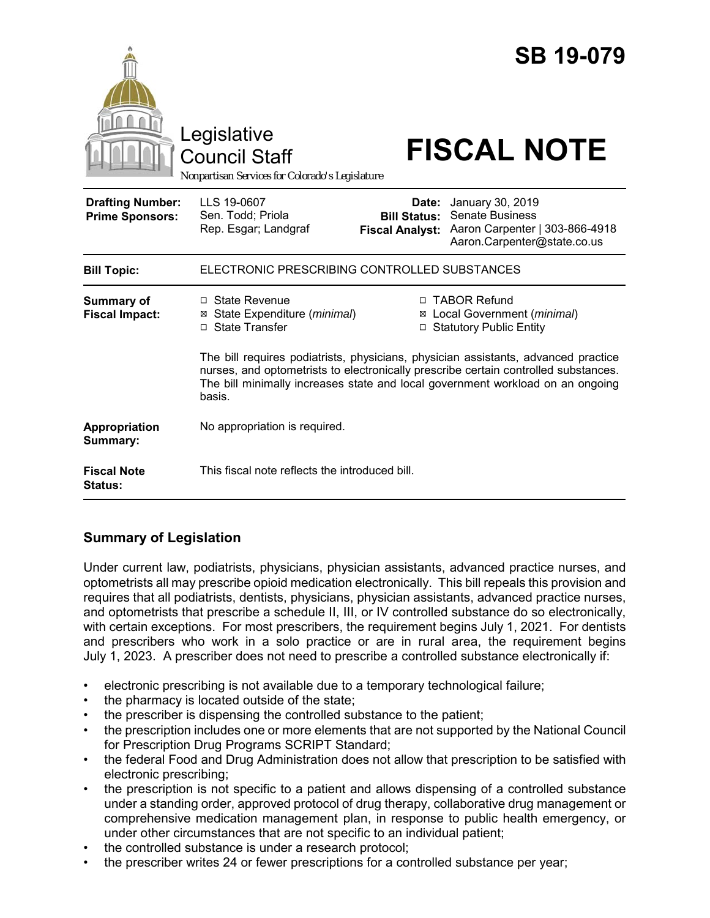# SB 19-079

Legislative Council Staff

Nonpartisan Services for Colorado's Legislature

# FISCAL NOTE

| | | | |
|---|---|---|---|
| **Drafting Number:** | LLS 19-0607 | **Date:** | January 30, 2019 |
| **Prime Sponsors:** | Sen. Todd; Priola<br>Rep. Esgar; Landgraf | **Bill Status:** | Senate Business |
| | | **Fiscal Analyst:** | Aaron Carpenter \| 303-866-4918<br>Aaron.Carpenter@state.co.us |

| | |
|---|---|
| **Bill Topic:** | ELECTRONIC PRESCRIBING CONTROLLED SUBSTANCES |
| **Summary of Fiscal Impact:** | ☐ State Revenue<br>☒ State Expenditure (*minimal*)<br>☐ State Transfer<br>☐ TABOR Refund<br>☒ Local Government (*minimal*)<br>☐ Statutory Public Entity<br><br>The bill requires podiatrists, physicians, physician assistants, advanced practice nurses, and optometrists to electronically prescribe certain controlled substances. The bill minimally increases state and local government workload on an ongoing basis. |
| **Appropriation Summary:** | No appropriation is required. |
| **Fiscal Note Status:** | This fiscal note reflects the introduced bill. |

## Summary of Legislation

Under current law, podiatrists, physicians, physician assistants, advanced practice nurses, and optometrists all may prescribe opioid medication electronically. This bill repeals this provision and requires that all podiatrists, dentists, physicians, physician assistants, advanced practice nurses, and optometrists that prescribe a schedule II, III, or IV controlled substance do so electronically, with certain exceptions. For most prescribers, the requirement begins July 1, 2021. For dentists and prescribers who work in a solo practice or are in rural area, the requirement begins July 1, 2023. A prescriber does not need to prescribe a controlled substance electronically if:

- electronic prescribing is not available due to a temporary technological failure;
- the pharmacy is located outside of the state;
- the prescriber is dispensing the controlled substance to the patient;
- the prescription includes one or more elements that are not supported by the National Council for Prescription Drug Programs SCRIPT Standard;
- the federal Food and Drug Administration does not allow that prescription to be satisfied with electronic prescribing;
- the prescription is not specific to a patient and allows dispensing of a controlled substance under a standing order, approved protocol of drug therapy, collaborative drug management or comprehensive medication management plan, in response to public health emergency, or under other circumstances that are not specific to an individual patient;
- the controlled substance is under a research protocol;
- the prescriber writes 24 or fewer prescriptions for a controlled substance per year;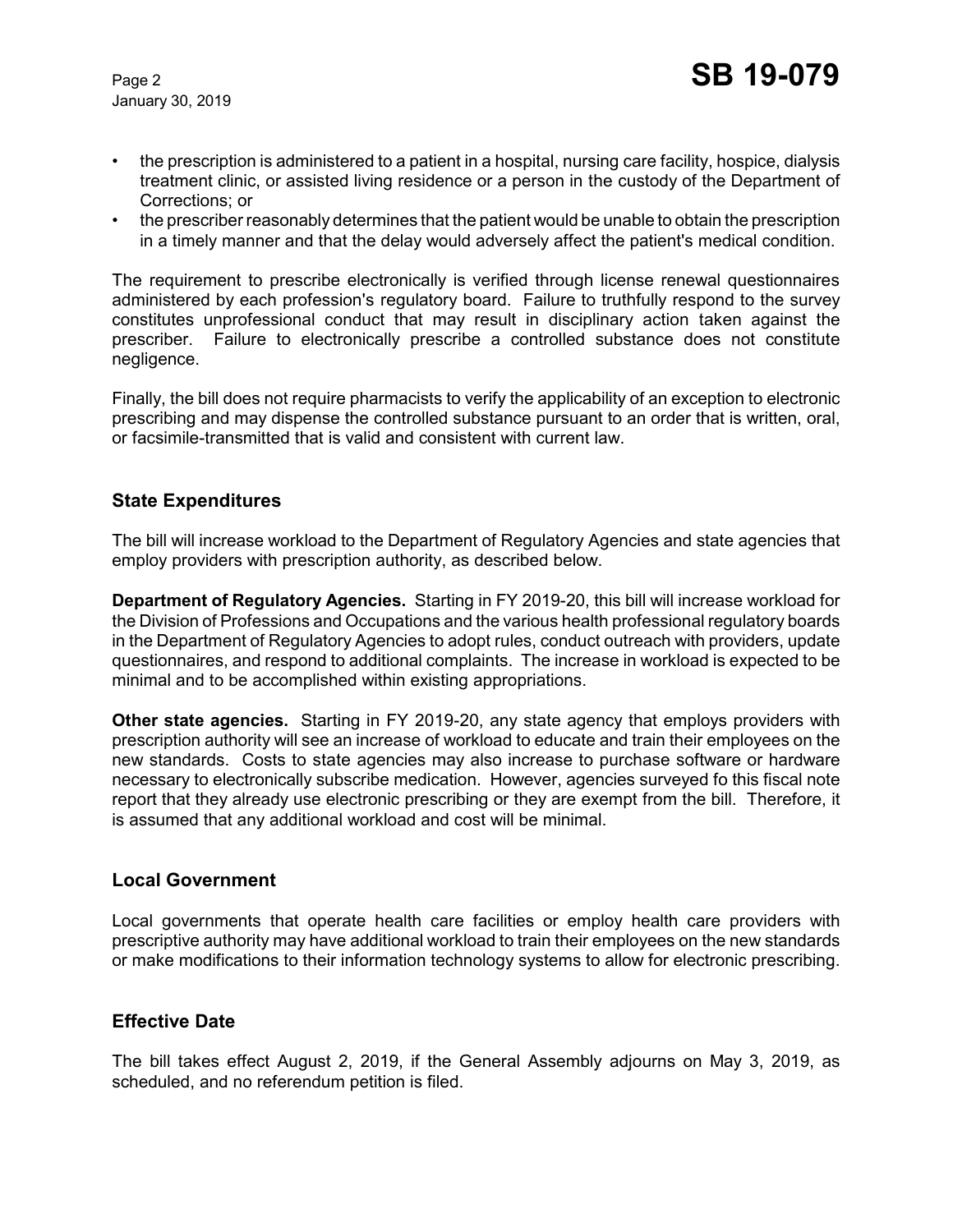- the prescription is administered to a patient in a hospital, nursing care facility, hospice, dialysis treatment clinic, or assisted living residence or a person in the custody of the Department of Corrections; or
- the prescriber reasonably determines that the patient would be unable to obtain the prescription in a timely manner and that the delay would adversely affect the patient's medical condition.

The requirement to prescribe electronically is verified through license renewal questionnaires administered by each profession's regulatory board. Failure to truthfully respond to the survey constitutes unprofessional conduct that may result in disciplinary action taken against the prescriber. Failure to electronically prescribe a controlled substance does not constitute negligence.

Finally, the bill does not require pharmacists to verify the applicability of an exception to electronic prescribing and may dispense the controlled substance pursuant to an order that is written, oral, or facsimile-transmitted that is valid and consistent with current law.

## State Expenditures

The bill will increase workload to the Department of Regulatory Agencies and state agencies that employ providers with prescription authority, as described below.

**Department of Regulatory Agencies.** Starting in FY 2019-20, this bill will increase workload for the Division of Professions and Occupations and the various health professional regulatory boards in the Department of Regulatory Agencies to adopt rules, conduct outreach with providers, update questionnaires, and respond to additional complaints. The increase in workload is expected to be minimal and to be accomplished within existing appropriations.

**Other state agencies.** Starting in FY 2019-20, any state agency that employs providers with prescription authority will see an increase of workload to educate and train their employees on the new standards. Costs to state agencies may also increase to purchase software or hardware necessary to electronically subscribe medication. However, agencies surveyed fo this fiscal note report that they already use electronic prescribing or they are exempt from the bill. Therefore, it is assumed that any additional workload and cost will be minimal.

## Local Government

Local governments that operate health care facilities or employ health care providers with prescriptive authority may have additional workload to train their employees on the new standards or make modifications to their information technology systems to allow for electronic prescribing.

## Effective Date

The bill takes effect August 2, 2019, if the General Assembly adjourns on May 3, 2019, as scheduled, and no referendum petition is filed.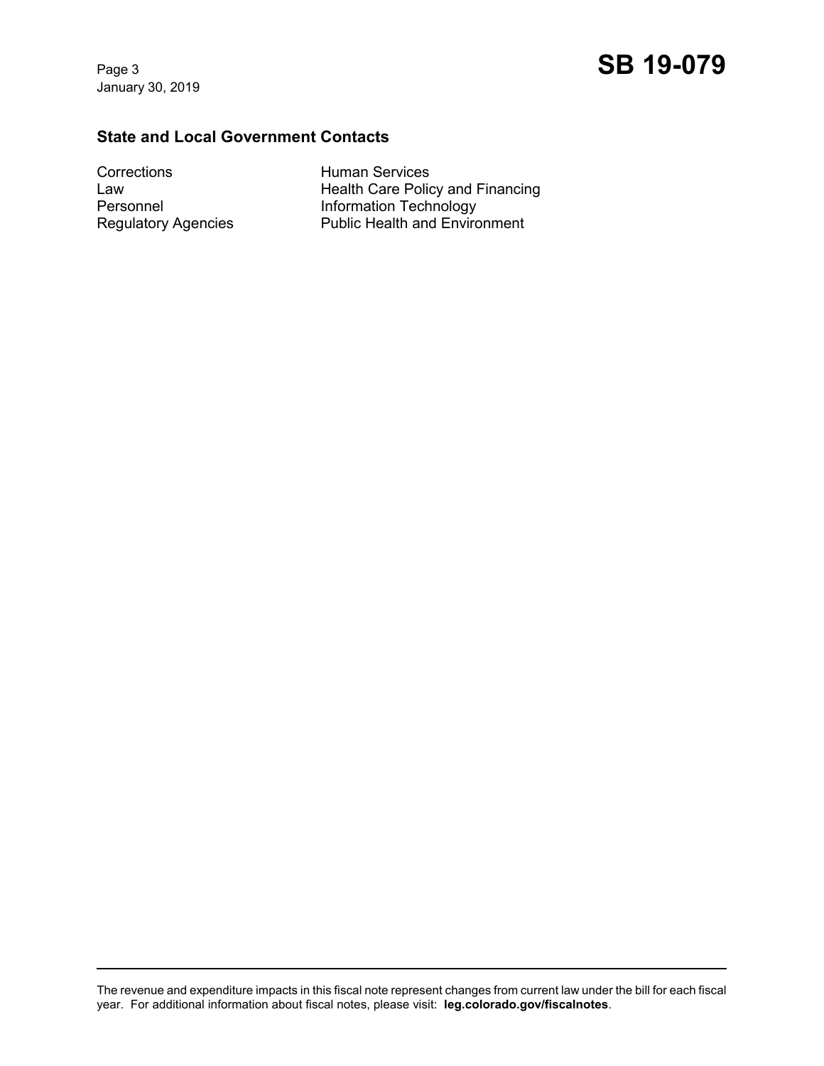## State and Local Government Contacts

| | |
|---|---|
| Corrections | Human Services |
| Law | Health Care Policy and Financing |
| Personnel | Information Technology |
| Regulatory Agencies | Public Health and Environment |

The revenue and expenditure impacts in this fiscal note represent changes from current law under the bill for each fiscal year. For additional information about fiscal notes, please visit: **leg.colorado.gov/fiscalnotes**.